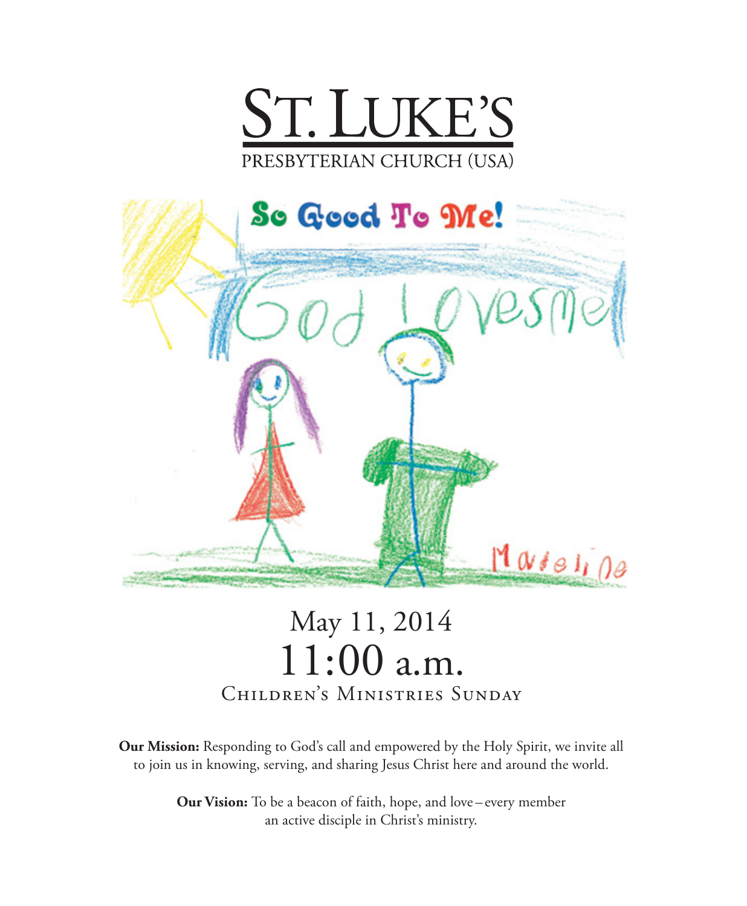# ST. LUKE'S

PRESBYTERIAN CHURCH (USA)

So Good To Me!

May 11, 2014

11:00 a.m.

Children's Ministries Sunday

**Our Mission:** Responding to God's call and empowered by the Holy Spirit, we invite all to join us in knowing, serving, and sharing Jesus Christ here and around the world.

**Our Vision:** To be a beacon of faith, hope, and love – every member an active disciple in Christ's ministry.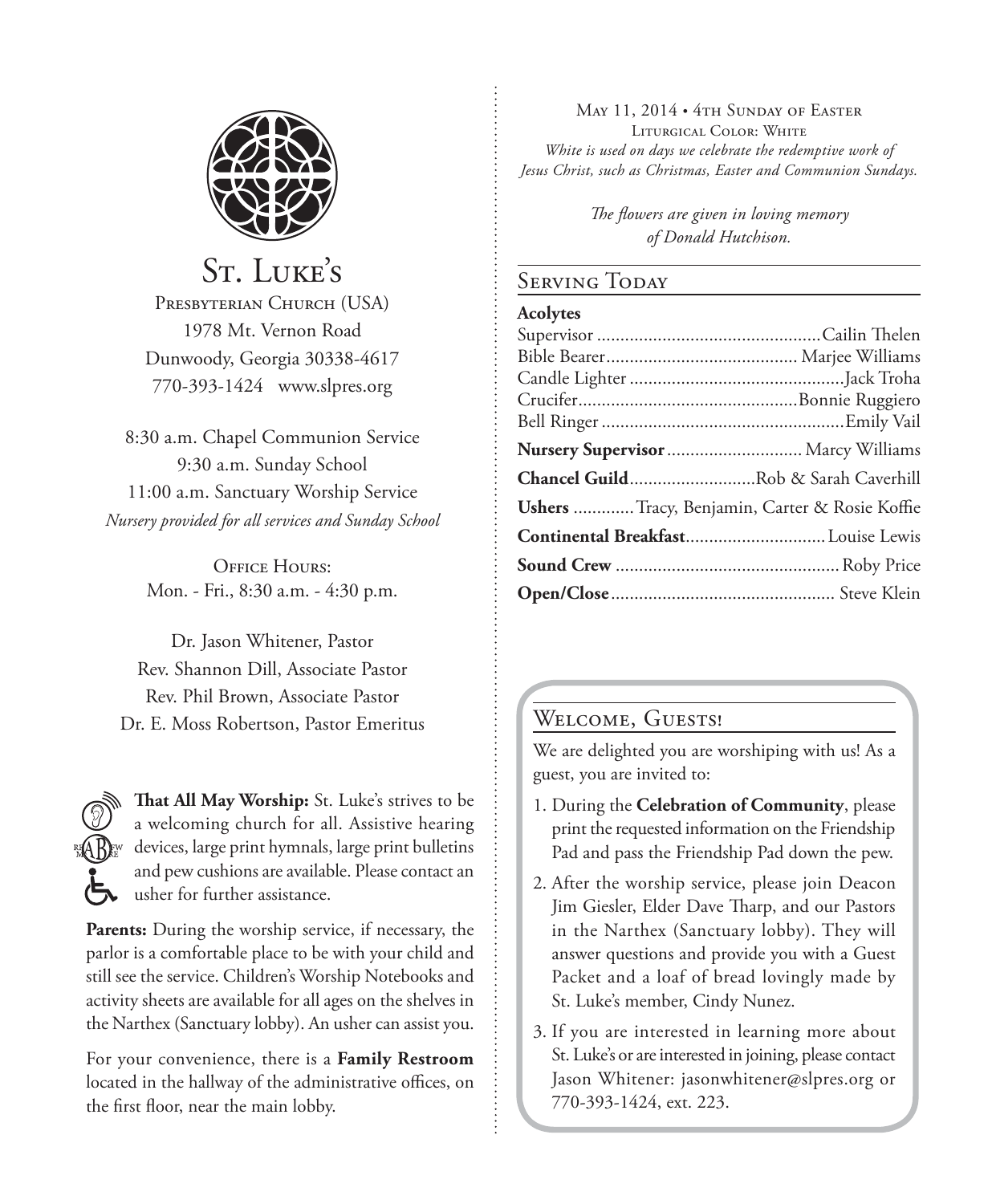# St. Luke's

Presbyterian Church (USA)
1978 Mt. Vernon Road
Dunwoody, Georgia 30338-4617
770-393-1424 www.slpres.org

8:30 a.m. Chapel Communion Service
9:30 a.m. Sunday School
11:00 a.m. Sanctuary Worship Service
*Nursery provided for all services and Sunday School*

Office Hours:
Mon. - Fri., 8:30 a.m. - 4:30 p.m.

Dr. Jason Whitener, Pastor
Rev. Shannon Dill, Associate Pastor
Rev. Phil Brown, Associate Pastor
Dr. E. Moss Robertson, Pastor Emeritus

**That All May Worship:** St. Luke's strives to be a welcoming church for all. Assistive hearing devices, large print hymnals, large print bulletins and pew cushions are available. Please contact an usher for further assistance.

**Parents:** During the worship service, if necessary, the parlor is a comfortable place to be with your child and still see the service. Children's Worship Notebooks and activity sheets are available for all ages on the shelves in the Narthex (Sanctuary lobby). An usher can assist you.

For your convenience, there is a **Family Restroom** located in the hallway of the administrative offices, on the first floor, near the main lobby.

May 11, 2014 • 4th Sunday of Easter
Liturgical Color: White
*White is used on days we celebrate the redemptive work of Jesus Christ, such as Christmas, Easter and Communion Sundays.*

*The flowers are given in loving memory of Donald Hutchison.*

## Serving Today

**Acolytes**
Supervisor ............ Cailin Thelen
Bible Bearer ............ Marjee Williams
Candle Lighter ............ Jack Troha
Crucifer ............ Bonnie Ruggiero
Bell Ringer ............ Emily Vail

**Nursery Supervisor** ............ Marcy Williams

**Chancel Guild** ............ Rob & Sarah Caverhill

**Ushers** ............ Tracy, Benjamin, Carter & Rosie Koffie

**Continental Breakfast** ............ Louise Lewis

**Sound Crew** ............ Roby Price

**Open/Close** ............ Steve Klein

## Welcome, Guests!

We are delighted you are worshiping with us! As a guest, you are invited to:

1. During the **Celebration of Community**, please print the requested information on the Friendship Pad and pass the Friendship Pad down the pew.
2. After the worship service, please join Deacon Jim Giesler, Elder Dave Tharp, and our Pastors in the Narthex (Sanctuary lobby). They will answer questions and provide you with a Guest Packet and a loaf of bread lovingly made by St. Luke's member, Cindy Nunez.
3. If you are interested in learning more about St. Luke's or are interested in joining, please contact Jason Whitener: jasonwhitener@slpres.org or 770-393-1424, ext. 223.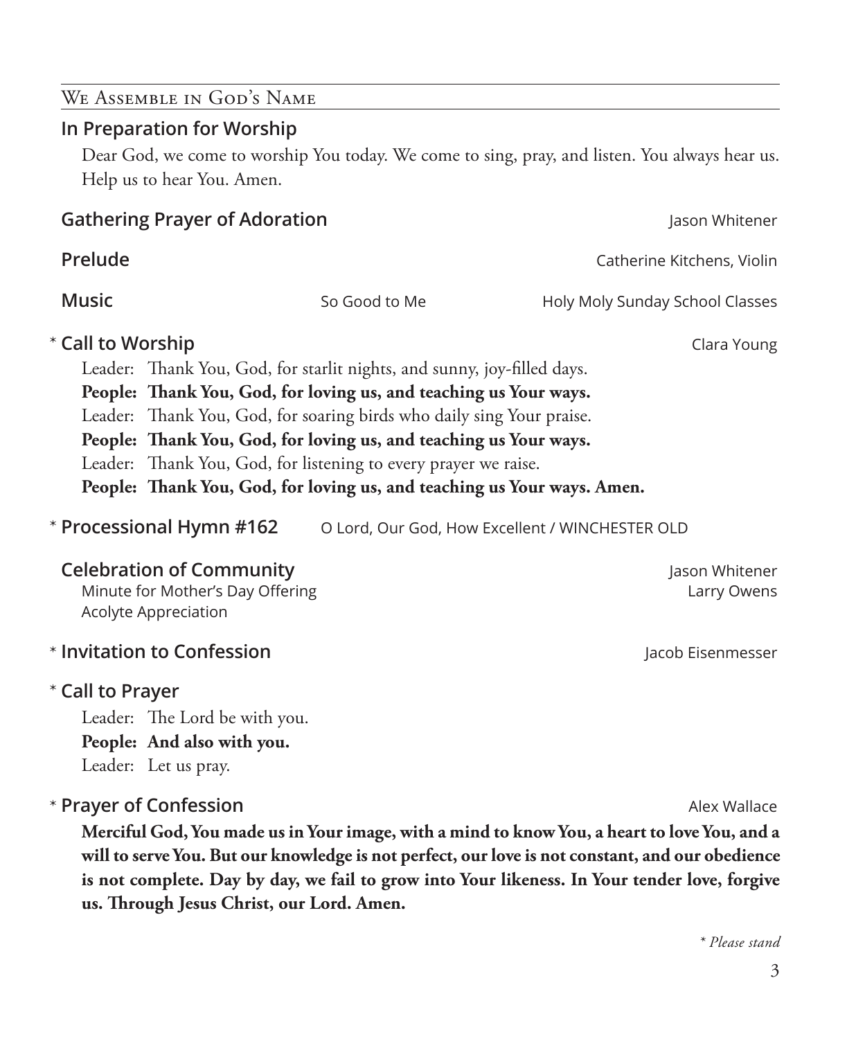## We Assemble in God's Name

### In Preparation for Worship

Dear God, we come to worship You today. We come to sing, pray, and listen. You always hear us. Help us to hear You. Amen.

### Gathering Prayer of Adoration — Jason Whitener

### Prelude — Catherine Kitchens, Violin

### Music — So Good to Me — Holy Moly Sunday School Classes

### * Call to Worship — Clara Young

Leader: Thank You, God, for starlit nights, and sunny, joy-filled days.
**People: Thank You, God, for loving us, and teaching us Your ways.**
Leader: Thank You, God, for soaring birds who daily sing Your praise.
**People: Thank You, God, for loving us, and teaching us Your ways.**
Leader: Thank You, God, for listening to every prayer we raise.
**People: Thank You, God, for loving us, and teaching us Your ways. Amen.**

### * Processional Hymn #162 — O Lord, Our God, How Excellent / WINCHESTER OLD

### Celebration of Community — Jason Whitener

Minute for Mother's Day Offering — Larry Owens
Acolyte Appreciation

### * Invitation to Confession — Jacob Eisenmesser

### * Call to Prayer

Leader: The Lord be with you.
**People: And also with you.**
Leader: Let us pray.

### * Prayer of Confession — Alex Wallace

**Merciful God, You made us in Your image, with a mind to know You, a heart to love You, and a will to serve You. But our knowledge is not perfect, our love is not constant, and our obedience is not complete. Day by day, we fail to grow into Your likeness. In Your tender love, forgive us. Through Jesus Christ, our Lord. Amen.**

*\* Please stand*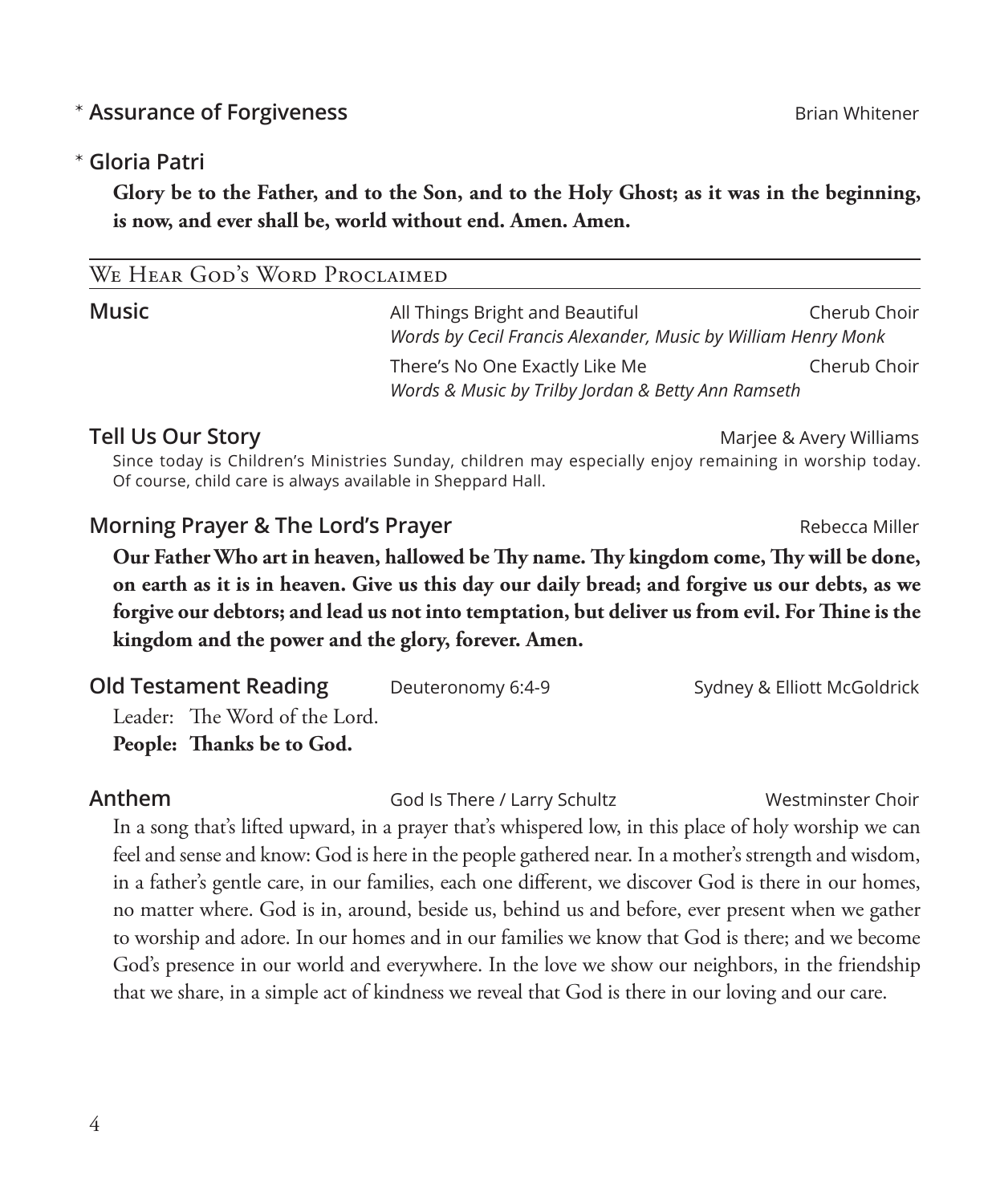\* **Assurance of Forgiveness** Brian Whitener

\* **Gloria Patri**

**Glory be to the Father, and to the Son, and to the Holy Ghost; as it was in the beginning, is now, and ever shall be, world without end. Amen. Amen.**

## We Hear God's Word Proclaimed

**Music**

All Things Bright and Beautiful — Cherub Choir
*Words by Cecil Francis Alexander, Music by William Henry Monk*

There's No One Exactly Like Me — Cherub Choir
*Words & Music by Trilby Jordan & Betty Ann Ramseth*

**Tell Us Our Story** Marjee & Avery Williams

Since today is Children's Ministries Sunday, children may especially enjoy remaining in worship today. Of course, child care is always available in Sheppard Hall.

**Morning Prayer & The Lord's Prayer** Rebecca Miller

**Our Father Who art in heaven, hallowed be Thy name. Thy kingdom come, Thy will be done, on earth as it is in heaven. Give us this day our daily bread; and forgive us our debts, as we forgive our debtors; and lead us not into temptation, but deliver us from evil. For Thine is the kingdom and the power and the glory, forever. Amen.**

**Old Testament Reading** Deuteronomy 6:4-9 Sydney & Elliott McGoldrick

Leader: The Word of the Lord.
**People: Thanks be to God.**

**Anthem** God Is There / Larry Schultz Westminster Choir

In a song that's lifted upward, in a prayer that's whispered low, in this place of holy worship we can feel and sense and know: God is here in the people gathered near. In a mother's strength and wisdom, in a father's gentle care, in our families, each one different, we discover God is there in our homes, no matter where. God is in, around, beside us, behind us and before, ever present when we gather to worship and adore. In our homes and in our families we know that God is there; and we become God's presence in our world and everywhere. In the love we show our neighbors, in the friendship that we share, in a simple act of kindness we reveal that God is there in our loving and our care.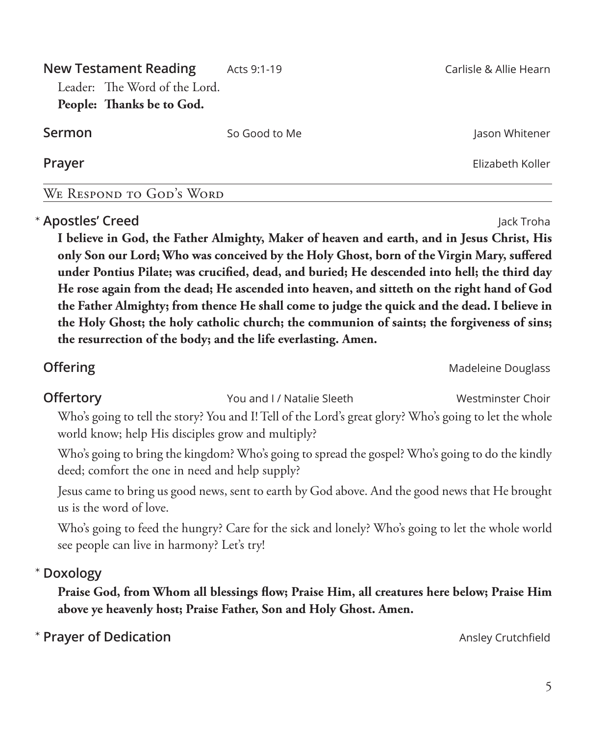**New Testament Reading** Acts 9:1-19 Carlisle & Allie Hearn

Leader: The Word of the Lord.
**People: Thanks be to God.**

**Sermon** So Good to Me Jason Whitener

**Prayer** Elizabeth Koller

## We Respond to God's Word

\* **Apostles' Creed** Jack Troha

**I believe in God, the Father Almighty, Maker of heaven and earth, and in Jesus Christ, His only Son our Lord; Who was conceived by the Holy Ghost, born of the Virgin Mary, suffered under Pontius Pilate; was crucified, dead, and buried; He descended into hell; the third day He rose again from the dead; He ascended into heaven, and sitteth on the right hand of God the Father Almighty; from thence He shall come to judge the quick and the dead. I believe in the Holy Ghost; the holy catholic church; the communion of saints; the forgiveness of sins; the resurrection of the body; and the life everlasting. Amen.**

**Offering** Madeleine Douglass

**Offertory** You and I / Natalie Sleeth Westminster Choir

Who's going to tell the story? You and I! Tell of the Lord's great glory? Who's going to let the whole world know; help His disciples grow and multiply?

Who's going to bring the kingdom? Who's going to spread the gospel? Who's going to do the kindly deed; comfort the one in need and help supply?

Jesus came to bring us good news, sent to earth by God above. And the good news that He brought us is the word of love.

Who's going to feed the hungry? Care for the sick and lonely? Who's going to let the whole world see people can live in harmony? Let's try!

\* **Doxology**

**Praise God, from Whom all blessings flow; Praise Him, all creatures here below; Praise Him above ye heavenly host; Praise Father, Son and Holy Ghost. Amen.**

\* **Prayer of Dedication** Ansley Crutchfield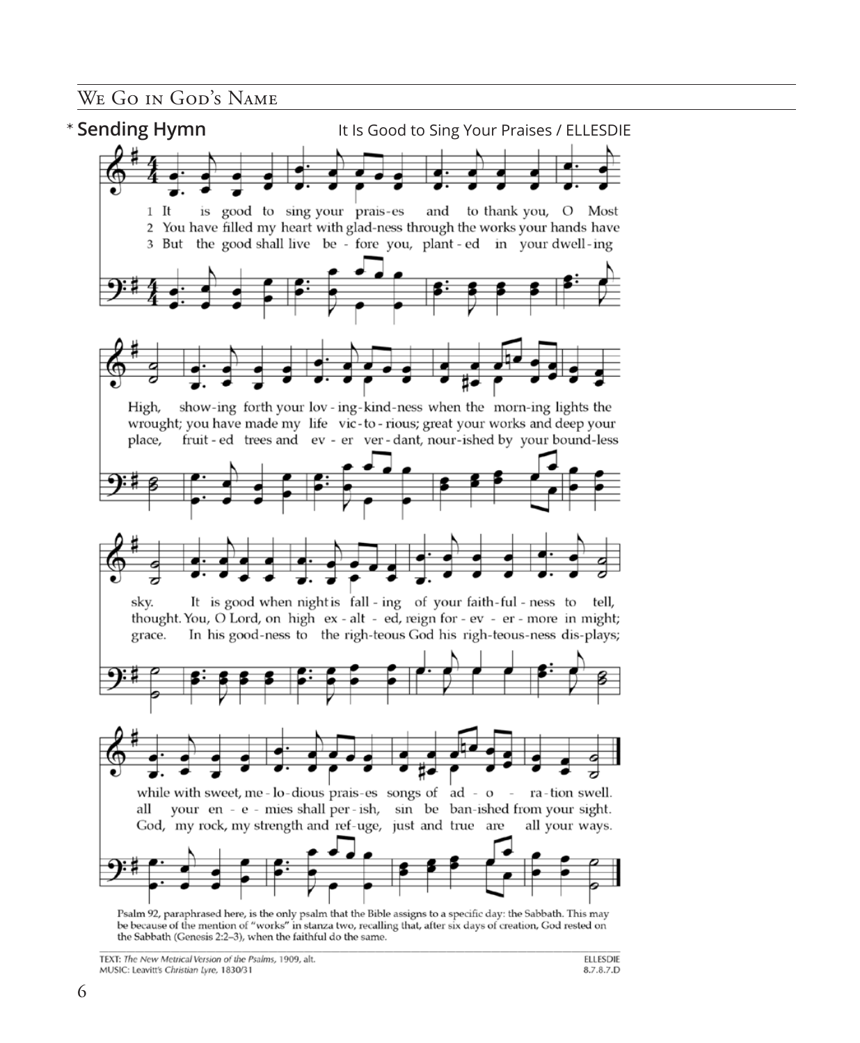## We Go in God's Name

\* **Sending Hymn** It Is Good to Sing Your Praises / ELLESDIE

1 It is good to sing your prais-es and to thank you, O Most High, show-ing forth your lov-ing-kind-ness when the morn-ing lights the sky. It is good when night is fall-ing of your faith-ful-ness to tell, while with sweet, me-lo-dious prais-es songs of ad-o-ra-tion swell.

2 You have filled my heart with glad-ness through the works your hands have wrought; you have made my life vic-to-rious; great your works and deep your thought. You, O Lord, on high ex-alt-ed, reign for-ev-er-more in might; all your en-e-mies shall per-ish, sin be ban-ished from your sight.

3 But the good shall live be-fore you, plant-ed in your dwell-ing place, fruit-ed trees and ev-er ver-dant, nour-ished by your bound-less grace. In his good-ness to the righ-teous God his righ-teous-ness dis-plays; God, my rock, my strength and ref-uge, just and true are all your ways.

Psalm 92, paraphrased here, is the only psalm that the Bible assigns to a specific day: the Sabbath. This may be because of the mention of "works" in stanza two, recalling that, after six days of creation, God rested on the Sabbath (Genesis 2:2–3), when the faithful do the same.

TEXT: *The New Metrical Version of the Psalms*, 1909, alt.
MUSIC: Leavitt's *Christian Lyre*, 1830/31

ELLESDIE
8.7.8.7.D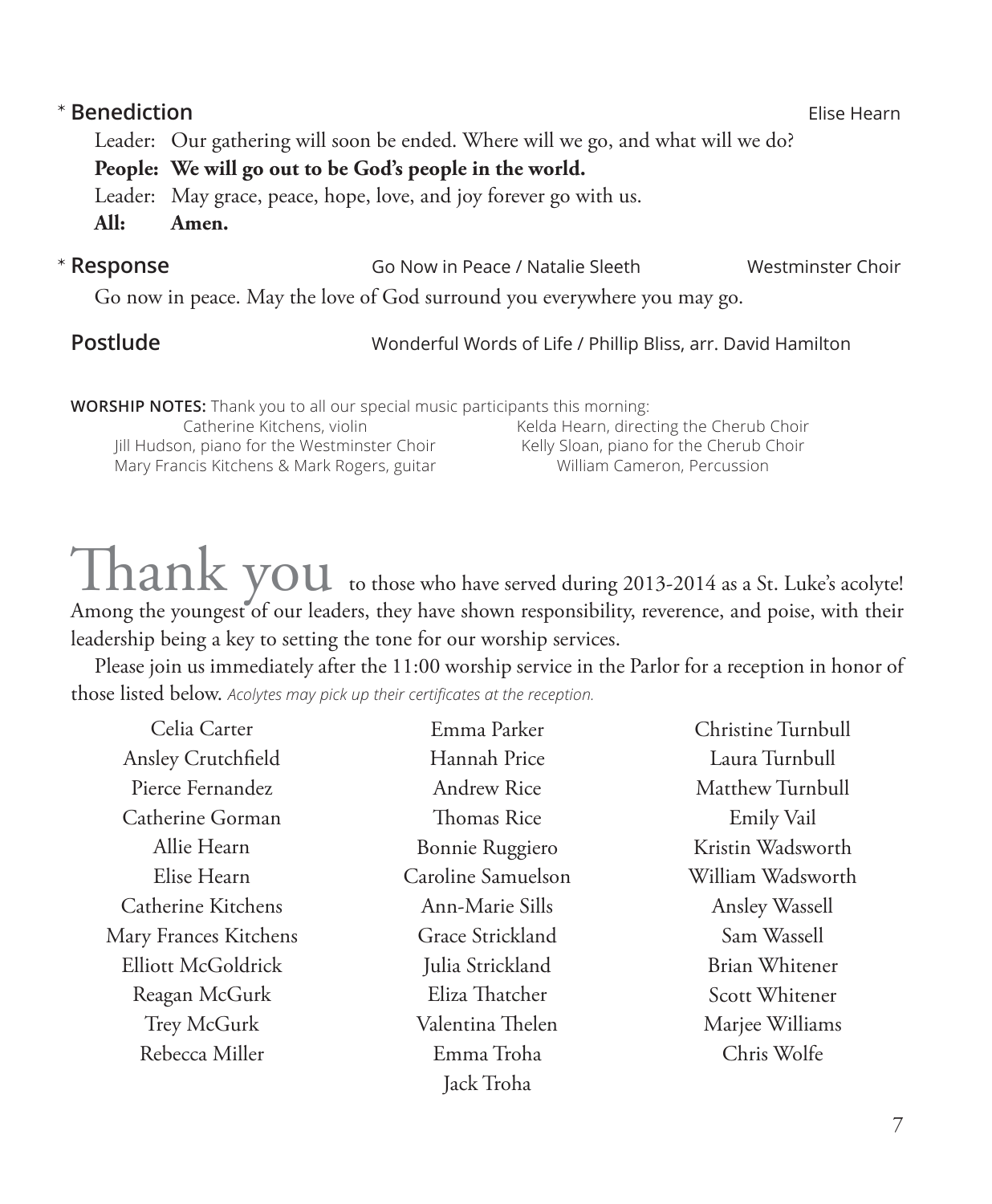**\* Benediction** Elise Hearn

Leader: Our gathering will soon be ended. Where will we go, and what will we do?

**People: We will go out to be God's people in the world.**

Leader: May grace, peace, hope, love, and joy forever go with us.

**All: Amen.**

**\* Response** Go Now in Peace / Natalie Sleeth Westminster Choir

Go now in peace. May the love of God surround you everywhere you may go.

**Postlude** Wonderful Words of Life / Phillip Bliss, arr. David Hamilton

**WORSHIP NOTES:** Thank you to all our special music participants this morning:

Catherine Kitchens, violin
Jill Hudson, piano for the Westminster Choir
Mary Francis Kitchens & Mark Rogers, guitar
Kelda Hearn, directing the Cherub Choir
Kelly Sloan, piano for the Cherub Choir
William Cameron, Percussion

# Thank you

to those who have served during 2013-2014 as a St. Luke's acolyte! Among the youngest of our leaders, they have shown responsibility, reverence, and poise, with their leadership being a key to setting the tone for our worship services.

Please join us immediately after the 11:00 worship service in the Parlor for a reception in honor of those listed below. *Acolytes may pick up their certificates at the reception.*

Celia Carter
Ansley Crutchfield
Pierce Fernandez
Catherine Gorman
Allie Hearn
Elise Hearn
Catherine Kitchens
Mary Frances Kitchens
Elliott McGoldrick
Reagan McGurk
Trey McGurk
Rebecca Miller
Emma Parker
Hannah Price
Andrew Rice
Thomas Rice
Bonnie Ruggiero
Caroline Samuelson
Ann-Marie Sills
Grace Strickland
Julia Strickland
Eliza Thatcher
Valentina Thelen
Emma Troha
Jack Troha
Christine Turnbull
Laura Turnbull
Matthew Turnbull
Emily Vail
Kristin Wadsworth
William Wadsworth
Ansley Wassell
Sam Wassell
Brian Whitener
Scott Whitener
Marjee Williams
Chris Wolfe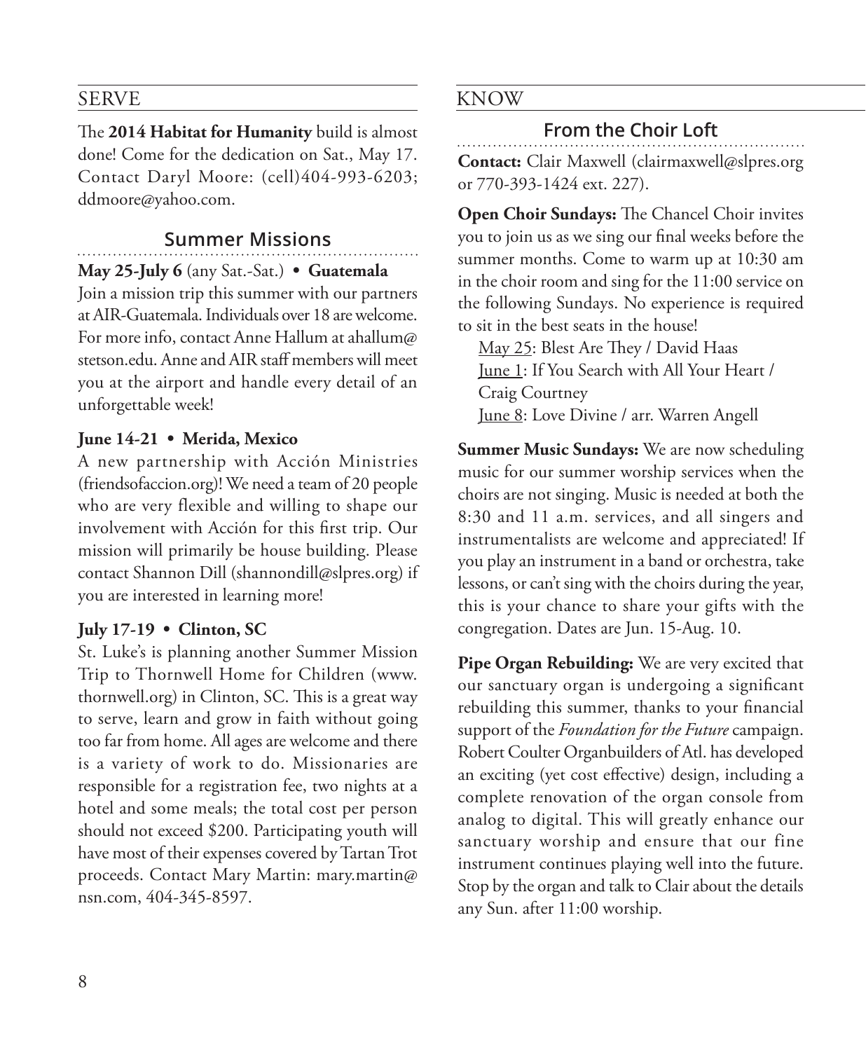## SERVE

The **2014 Habitat for Humanity** build is almost done! Come for the dedication on Sat., May 17. Contact Daryl Moore: (cell)404-993-6203; ddmoore@yahoo.com.

### Summer Missions

**May 25-July 6** (any Sat.-Sat.) **• Guatemala**
Join a mission trip this summer with our partners at AIR-Guatemala. Individuals over 18 are welcome. For more info, contact Anne Hallum at ahallum@stetson.edu. Anne and AIR staff members will meet you at the airport and handle every detail of an unforgettable week!

**June 14-21 • Merida, Mexico**
A new partnership with Acción Ministries (friendsofaccion.org)! We need a team of 20 people who are very flexible and willing to shape our involvement with Acción for this first trip. Our mission will primarily be house building. Please contact Shannon Dill (shannondill@slpres.org) if you are interested in learning more!

**July 17-19 • Clinton, SC**
St. Luke's is planning another Summer Mission Trip to Thornwell Home for Children (www.thornwell.org) in Clinton, SC. This is a great way to serve, learn and grow in faith without going too far from home. All ages are welcome and there is a variety of work to do. Missionaries are responsible for a registration fee, two nights at a hotel and some meals; the total cost per person should not exceed $200. Participating youth will have most of their expenses covered by Tartan Trot proceeds. Contact Mary Martin: mary.martin@nsn.com, 404-345-8597.

## KNOW

### From the Choir Loft

**Contact:** Clair Maxwell (clairmaxwell@slpres.org or 770-393-1424 ext. 227).

**Open Choir Sundays:** The Chancel Choir invites you to join us as we sing our final weeks before the summer months. Come to warm up at 10:30 am in the choir room and sing for the 11:00 service on the following Sundays. No experience is required to sit in the best seats in the house!

May 25: Blest Are They / David Haas
June 1: If You Search with All Your Heart / Craig Courtney
June 8: Love Divine / arr. Warren Angell

**Summer Music Sundays:** We are now scheduling music for our summer worship services when the choirs are not singing. Music is needed at both the 8:30 and 11 a.m. services, and all singers and instrumentalists are welcome and appreciated! If you play an instrument in a band or orchestra, take lessons, or can't sing with the choirs during the year, this is your chance to share your gifts with the congregation. Dates are Jun. 15-Aug. 10.

**Pipe Organ Rebuilding:** We are very excited that our sanctuary organ is undergoing a significant rebuilding this summer, thanks to your financial support of the *Foundation for the Future* campaign. Robert Coulter Organbuilders of Atl. has developed an exciting (yet cost effective) design, including a complete renovation of the organ console from analog to digital. This will greatly enhance our sanctuary worship and ensure that our fine instrument continues playing well into the future. Stop by the organ and talk to Clair about the details any Sun. after 11:00 worship.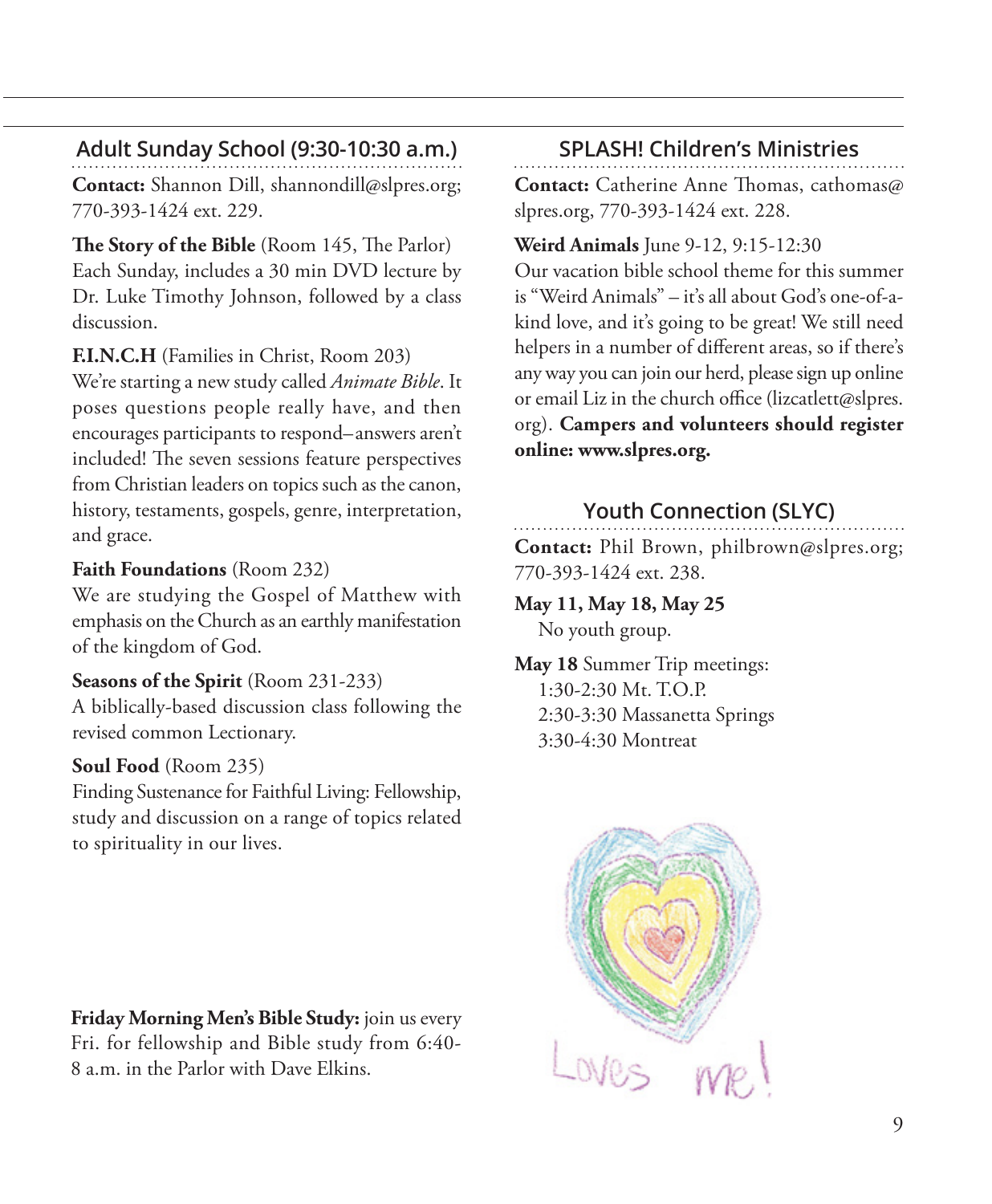## Adult Sunday School (9:30-10:30 a.m.)

**Contact:** Shannon Dill, shannondill@slpres.org; 770-393-1424 ext. 229.

**The Story of the Bible** (Room 145, The Parlor)
Each Sunday, includes a 30 min DVD lecture by Dr. Luke Timothy Johnson, followed by a class discussion.

**F.I.N.C.H** (Families in Christ, Room 203)
We're starting a new study called *Animate Bible*. It poses questions people really have, and then encourages participants to respond–answers aren't included! The seven sessions feature perspectives from Christian leaders on topics such as the canon, history, testaments, gospels, genre, interpretation, and grace.

**Faith Foundations** (Room 232)
We are studying the Gospel of Matthew with emphasis on the Church as an earthly manifestation of the kingdom of God.

**Seasons of the Spirit** (Room 231-233)
A biblically-based discussion class following the revised common Lectionary.

**Soul Food** (Room 235)
Finding Sustenance for Faithful Living: Fellowship, study and discussion on a range of topics related to spirituality in our lives.

**Friday Morning Men's Bible Study:** join us every Fri. for fellowship and Bible study from 6:40-8 a.m. in the Parlor with Dave Elkins.

## SPLASH! Children's Ministries

**Contact:** Catherine Anne Thomas, cathomas@slpres.org, 770-393-1424 ext. 228.

**Weird Animals** June 9-12, 9:15-12:30
Our vacation bible school theme for this summer is "Weird Animals" – it's all about God's one-of-a-kind love, and it's going to be great! We still need helpers in a number of different areas, so if there's any way you can join our herd, please sign up online or email Liz in the church office (lizcatlett@slpres.org). **Campers and volunteers should register online: www.slpres.org.**

## Youth Connection (SLYC)

**Contact:** Phil Brown, philbrown@slpres.org; 770-393-1424 ext. 238.

**May 11, May 18, May 25**
No youth group.

**May 18** Summer Trip meetings:
1:30-2:30 Mt. T.O.P.
2:30-3:30 Massanetta Springs
3:30-4:30 Montreat

Loves me!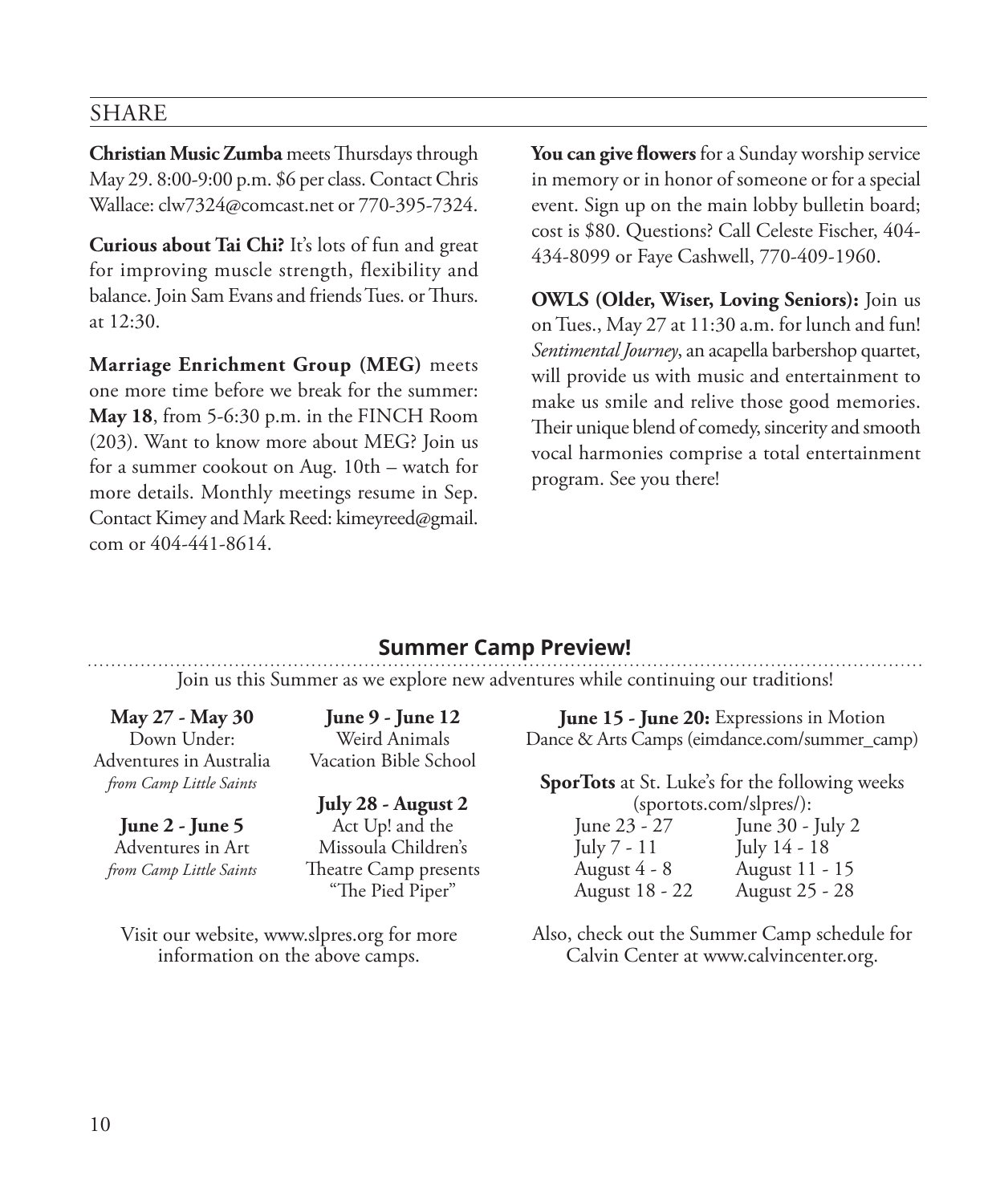## SHARE

**Christian Music Zumba** meets Thursdays through May 29. 8:00-9:00 p.m. $6 per class. Contact Chris Wallace: clw7324@comcast.net or 770-395-7324.

**Curious about Tai Chi?** It's lots of fun and great for improving muscle strength, flexibility and balance. Join Sam Evans and friends Tues. or Thurs. at 12:30.

**Marriage Enrichment Group (MEG)** meets one more time before we break for the summer: **May 18**, from 5-6:30 p.m. in the FINCH Room (203). Want to know more about MEG? Join us for a summer cookout on Aug. 10th – watch for more details. Monthly meetings resume in Sep. Contact Kimey and Mark Reed: kimeyreed@gmail.com or 404-441-8614.

**You can give flowers** for a Sunday worship service in memory or in honor of someone or for a special event. Sign up on the main lobby bulletin board; cost is $80. Questions? Call Celeste Fischer, 404-434-8099 or Faye Cashwell, 770-409-1960.

**OWLS (Older, Wiser, Loving Seniors):** Join us on Tues., May 27 at 11:30 a.m. for lunch and fun! *Sentimental Journey*, an acapella barbershop quartet, will provide us with music and entertainment to make us smile and relive those good memories. Their unique blend of comedy, sincerity and smooth vocal harmonies comprise a total entertainment program. See you there!

## Summer Camp Preview!

Join us this Summer as we explore new adventures while continuing our traditions!

**May 27 - May 30**
Down Under:
Adventures in Australia
*from Camp Little Saints*

**June 2 - June 5**
Adventures in Art
*from Camp Little Saints*

**June 9 - June 12**
Weird Animals
Vacation Bible School

**July 28 - August 2**
Act Up! and the
Missoula Children's
Theatre Camp presents
"The Pied Piper"

Visit our website, www.slpres.org for more information on the above camps.

**June 15 - June 20:** Expressions in Motion Dance & Arts Camps (eimdance.com/summer_camp)

**SporTots** at St. Luke's for the following weeks (sportots.com/slpres/):

| | |
|---|---|
| June 23 - 27 | June 30 - July 2 |
| July 7 - 11 | July 14 - 18 |
| August 4 - 8 | August 11 - 15 |
| August 18 - 22 | August 25 - 28 |

Also, check out the Summer Camp schedule for Calvin Center at www.calvincenter.org.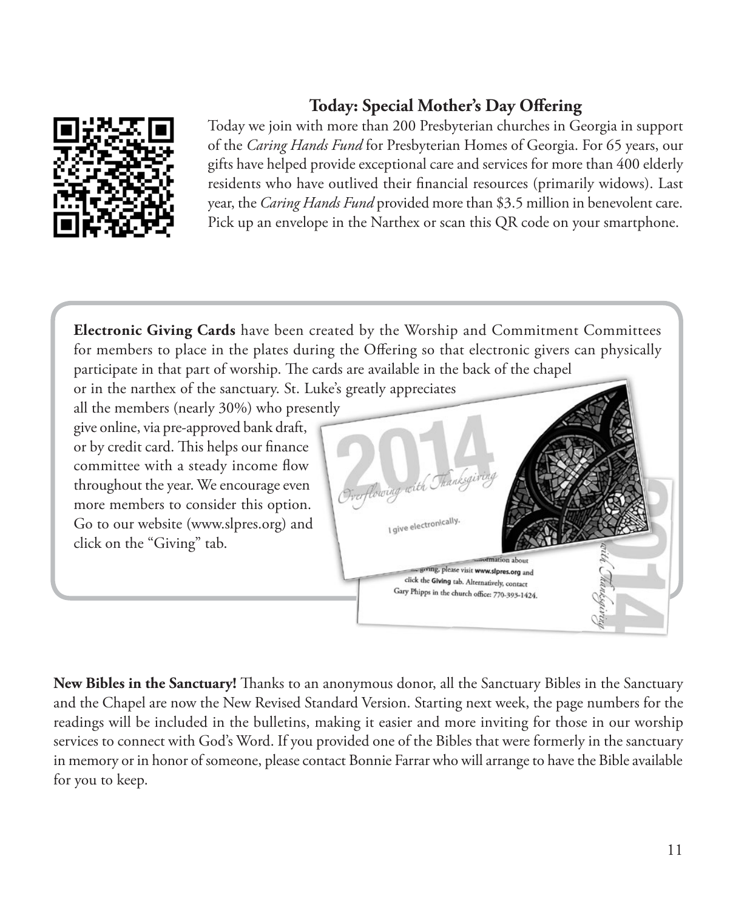### Today: Special Mother's Day Offering

Today we join with more than 200 Presbyterian churches in Georgia in support of the *Caring Hands Fund* for Presbyterian Homes of Georgia. For 65 years, our gifts have helped provide exceptional care and services for more than 400 elderly residents who have outlived their financial resources (primarily widows). Last year, the *Caring Hands Fund* provided more than $3.5 million in benevolent care. Pick up an envelope in the Narthex or scan this QR code on your smartphone.

**Electronic Giving Cards** have been created by the Worship and Commitment Committees for members to place in the plates during the Offering so that electronic givers can physically participate in that part of worship. The cards are available in the back of the chapel or in the narthex of the sanctuary. St. Luke's greatly appreciates all the members (nearly 30%) who presently give online, via pre-approved bank draft, or by credit card. This helps our finance committee with a steady income flow throughout the year. We encourage even more members to consider this option. Go to our website (www.slpres.org) and click on the "Giving" tab.

**New Bibles in the Sanctuary!** Thanks to an anonymous donor, all the Sanctuary Bibles in the Sanctuary and the Chapel are now the New Revised Standard Version. Starting next week, the page numbers for the readings will be included in the bulletins, making it easier and more inviting for those in our worship services to connect with God's Word. If you provided one of the Bibles that were formerly in the sanctuary in memory or in honor of someone, please contact Bonnie Farrar who will arrange to have the Bible available for you to keep.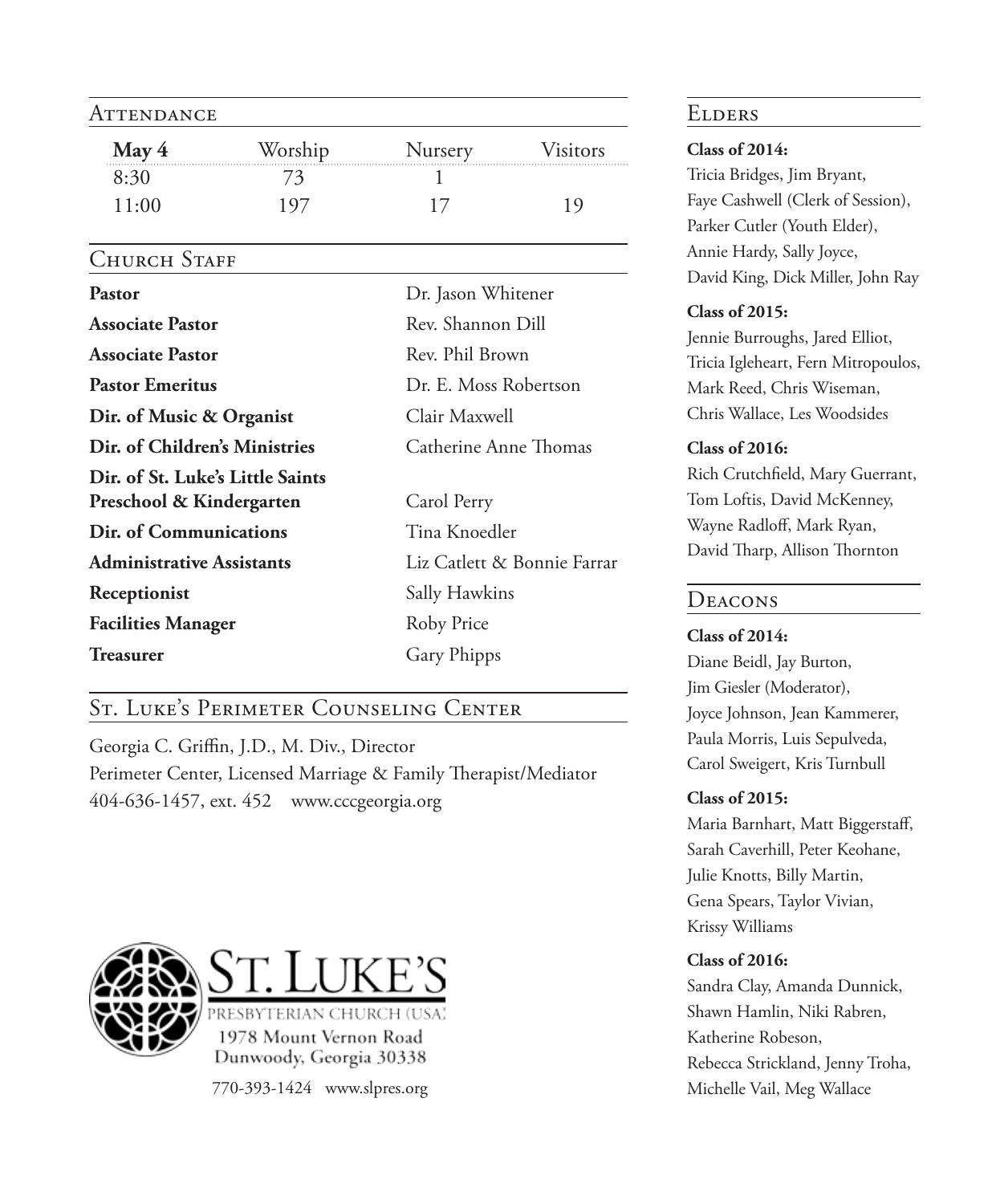## Attendance

| May 4 | Worship | Nursery | Visitors |
|---|---|---|---|
| 8:30 | 73 | 1 | |
| 11:00 | 197 | 17 | 19 |

## Church Staff

| | |
|---|---|
| **Pastor** | Dr. Jason Whitener |
| **Associate Pastor** | Rev. Shannon Dill |
| **Associate Pastor** | Rev. Phil Brown |
| **Pastor Emeritus** | Dr. E. Moss Robertson |
| **Dir. of Music & Organist** | Clair Maxwell |
| **Dir. of Children's Ministries** | Catherine Anne Thomas |
| **Dir. of St. Luke's Little Saints Preschool & Kindergarten** | Carol Perry |
| **Dir. of Communications** | Tina Knoedler |
| **Administrative Assistants** | Liz Catlett & Bonnie Farrar |
| **Receptionist** | Sally Hawkins |
| **Facilities Manager** | Roby Price |
| **Treasurer** | Gary Phipps |

## St. Luke's Perimeter Counseling Center

Georgia C. Griffin, J.D., M. Div., Director
Perimeter Center, Licensed Marriage & Family Therapist/Mediator
404-636-1457, ext. 452 www.cccgeorgia.org

ST. LUKE'S
PRESBYTERIAN CHURCH (USA)
1978 Mount Vernon Road
Dunwoody, Georgia 30338
770-393-1424 www.slpres.org

## Elders

**Class of 2014:**
Tricia Bridges, Jim Bryant, Faye Cashwell (Clerk of Session), Parker Cutler (Youth Elder), Annie Hardy, Sally Joyce, David King, Dick Miller, John Ray

**Class of 2015:**
Jennie Burroughs, Jared Elliot, Tricia Igleheart, Fern Mitropoulos, Mark Reed, Chris Wiseman, Chris Wallace, Les Woodsides

**Class of 2016:**
Rich Crutchfield, Mary Guerrant, Tom Loftis, David McKenney, Wayne Radloff, Mark Ryan, David Tharp, Allison Thornton

## Deacons

**Class of 2014:**
Diane Beidl, Jay Burton, Jim Giesler (Moderator), Joyce Johnson, Jean Kammerer, Paula Morris, Luis Sepulveda, Carol Sweigert, Kris Turnbull

**Class of 2015:**
Maria Barnhart, Matt Biggerstaff, Sarah Caverhill, Peter Keohane, Julie Knotts, Billy Martin, Gena Spears, Taylor Vivian, Krissy Williams

**Class of 2016:**
Sandra Clay, Amanda Dunnick, Shawn Hamlin, Niki Rabren, Katherine Robeson, Rebecca Strickland, Jenny Troha, Michelle Vail, Meg Wallace